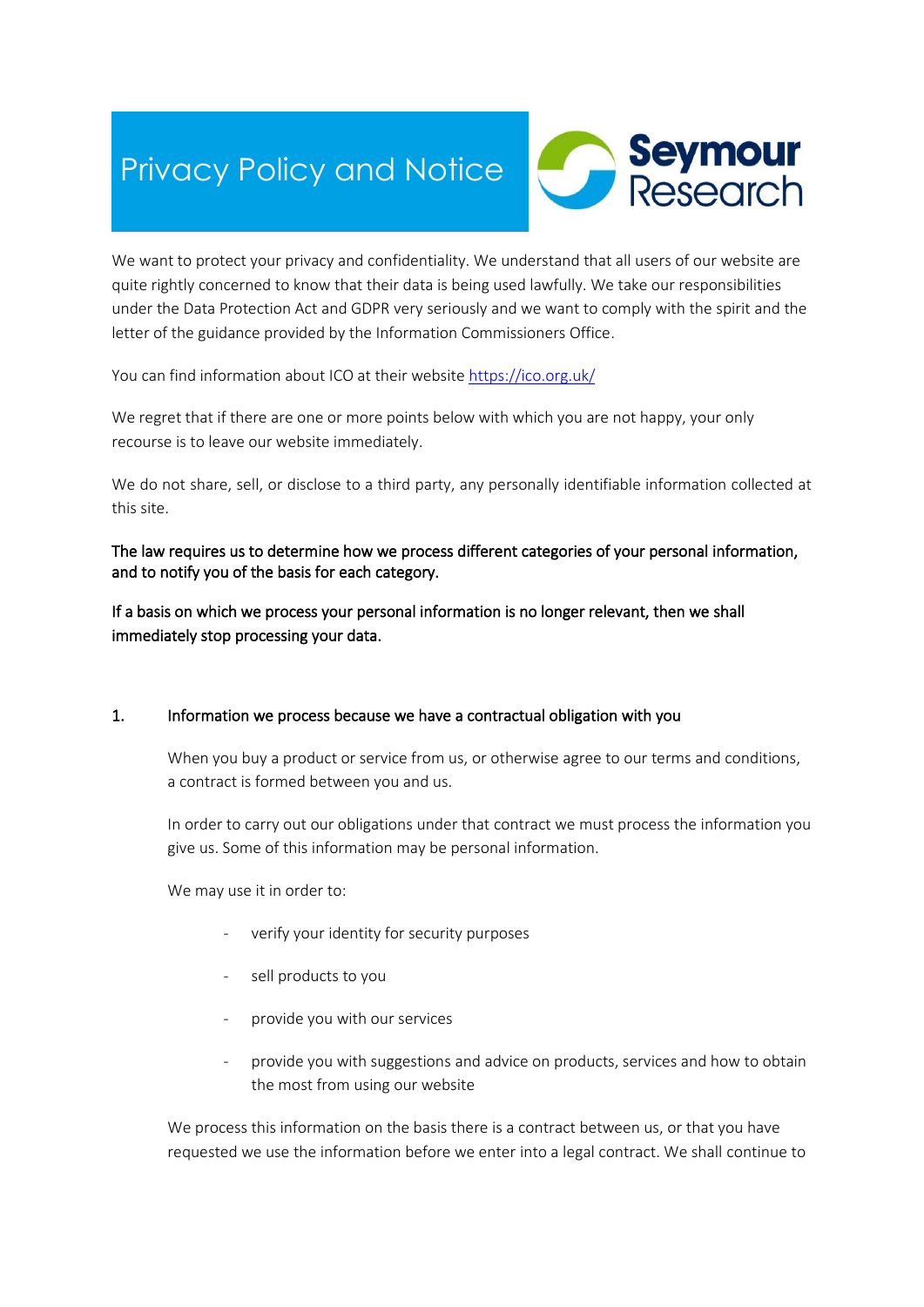# Privacy Policy and Notice

Seymour Research

We want to protect your privacy and confidentiality. We understand that all users of our website are quite rightly concerned to know that their data is being used lawfully. We take our responsibilities under the Data Protection Act and GDPR very seriously and we want to comply with the spirit and the letter of the guidance provided by the Information Commissioners Office.

You can find information about ICO at their website https://ico.org.uk/

We regret that if there are one or more points below with which you are not happy, your only recourse is to leave our website immediately.

We do not share, sell, or disclose to a third party, any personally identifiable information collected at this site.

The law requires us to determine how we process different categories of your personal information, and to notify you of the basis for each category.

If a basis on which we process your personal information is no longer relevant, then we shall immediately stop processing your data.

## 1. Information we process because we have a contractual obligation with you

When you buy a product or service from us, or otherwise agree to our terms and conditions, a contract is formed between you and us.

In order to carry out our obligations under that contract we must process the information you give us. Some of this information may be personal information.

We may use it in order to:

- verify your identity for security purposes
- sell products to you
- provide you with our services
- provide you with suggestions and advice on products, services and how to obtain the most from using our website

We process this information on the basis there is a contract between us, or that you have requested we use the information before we enter into a legal contract. We shall continue to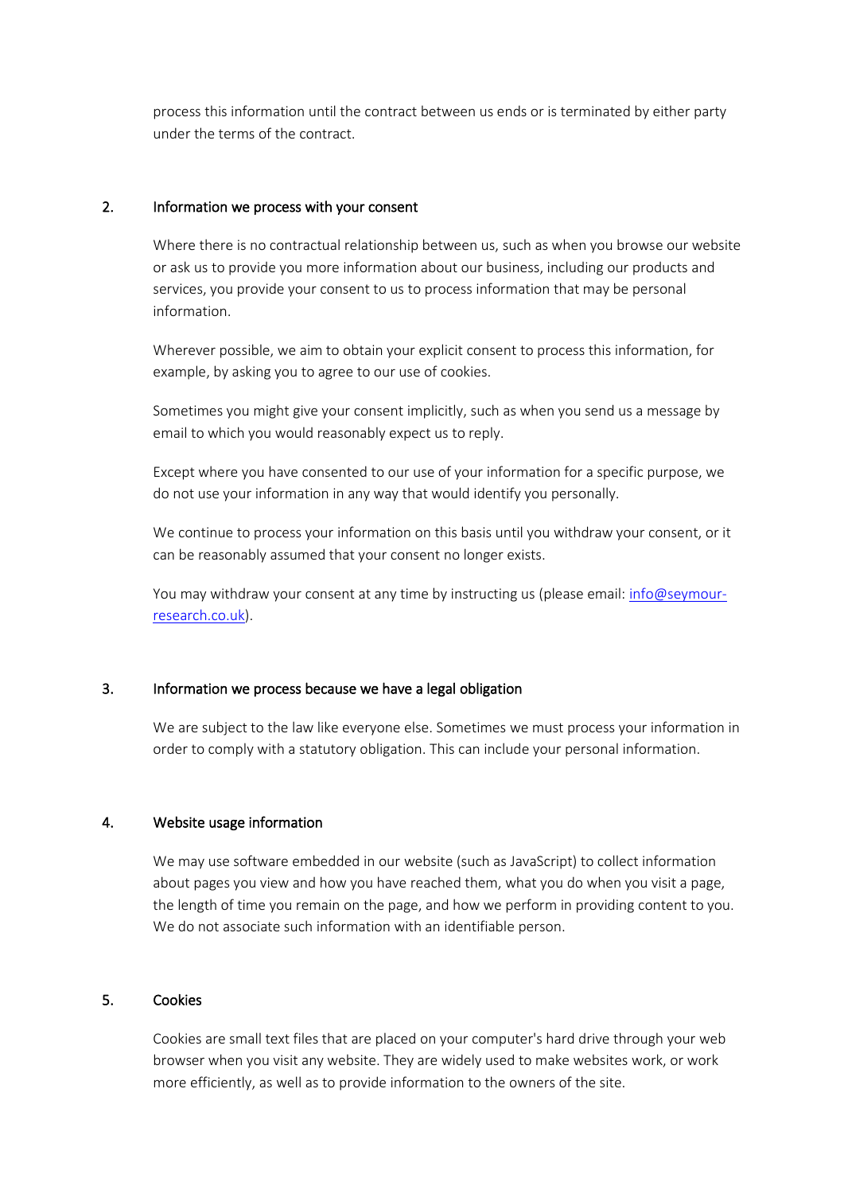process this information until the contract between us ends or is terminated by either party under the terms of the contract.

## 2. Information we process with your consent

Where there is no contractual relationship between us, such as when you browse our website or ask us to provide you more information about our business, including our products and services, you provide your consent to us to process information that may be personal information.

Wherever possible, we aim to obtain your explicit consent to process this information, for example, by asking you to agree to our use of cookies.

Sometimes you might give your consent implicitly, such as when you send us a message by email to which you would reasonably expect us to reply.

Except where you have consented to our use of your information for a specific purpose, we do not use your information in any way that would identify you personally.

We continue to process your information on this basis until you withdraw your consent, or it can be reasonably assumed that your consent no longer exists.

You may withdraw your consent at any time by instructing us (please email: [info@seymour-research.co.uk](mailto:info@seymour-research.co.uk)).

## 3. Information we process because we have a legal obligation

We are subject to the law like everyone else. Sometimes we must process your information in order to comply with a statutory obligation. This can include your personal information.

## 4. Website usage information

We may use software embedded in our website (such as JavaScript) to collect information about pages you view and how you have reached them, what you do when you visit a page, the length of time you remain on the page, and how we perform in providing content to you. We do not associate such information with an identifiable person.

## 5. Cookies

Cookies are small text files that are placed on your computer's hard drive through your web browser when you visit any website. They are widely used to make websites work, or work more efficiently, as well as to provide information to the owners of the site.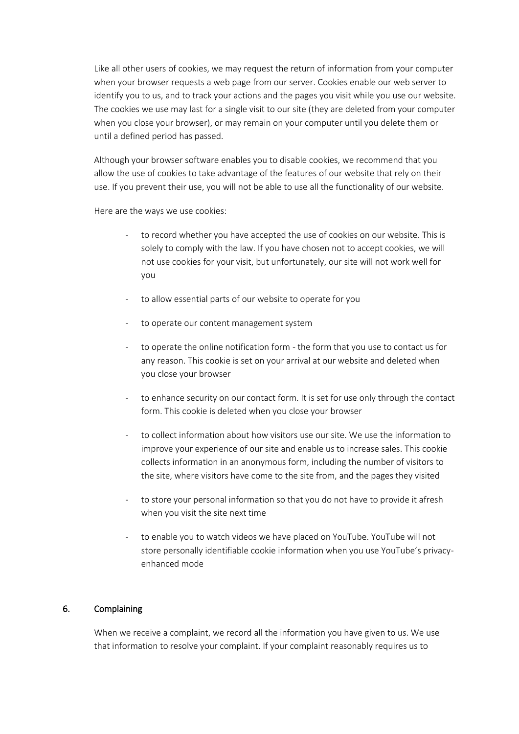Like all other users of cookies, we may request the return of information from your computer when your browser requests a web page from our server. Cookies enable our web server to identify you to us, and to track your actions and the pages you visit while you use our website. The cookies we use may last for a single visit to our site (they are deleted from your computer when you close your browser), or may remain on your computer until you delete them or until a defined period has passed.

Although your browser software enables you to disable cookies, we recommend that you allow the use of cookies to take advantage of the features of our website that rely on their use. If you prevent their use, you will not be able to use all the functionality of our website.

Here are the ways we use cookies:

- to record whether you have accepted the use of cookies on our website. This is solely to comply with the law. If you have chosen not to accept cookies, we will not use cookies for your visit, but unfortunately, our site will not work well for you
- to allow essential parts of our website to operate for you
- to operate our content management system
- to operate the online notification form - the form that you use to contact us for any reason. This cookie is set on your arrival at our website and deleted when you close your browser
- to enhance security on our contact form. It is set for use only through the contact form. This cookie is deleted when you close your browser
- to collect information about how visitors use our site. We use the information to improve your experience of our site and enable us to increase sales. This cookie collects information in an anonymous form, including the number of visitors to the site, where visitors have come to the site from, and the pages they visited
- to store your personal information so that you do not have to provide it afresh when you visit the site next time
- to enable you to watch videos we have placed on YouTube. YouTube will not store personally identifiable cookie information when you use YouTube's privacy-enhanced mode

## 6. Complaining

When we receive a complaint, we record all the information you have given to us. We use that information to resolve your complaint. If your complaint reasonably requires us to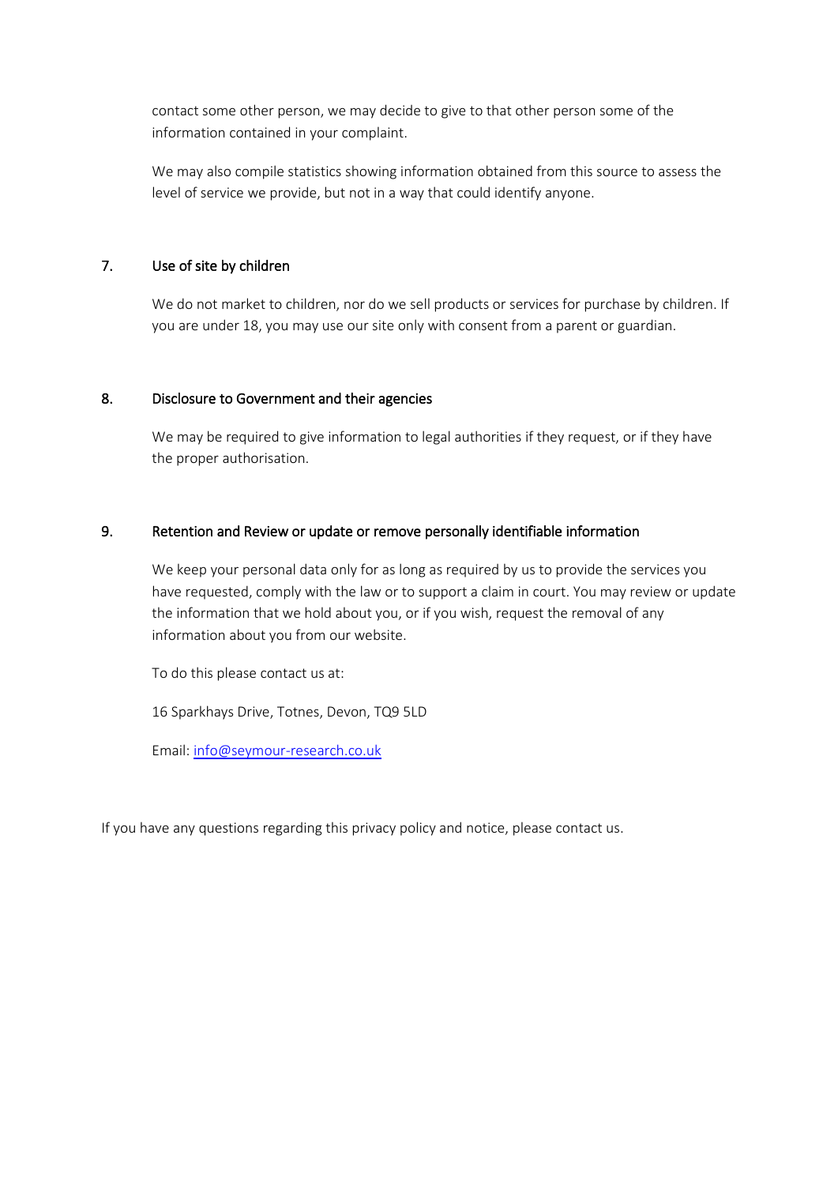contact some other person, we may decide to give to that other person some of the information contained in your complaint.

We may also compile statistics showing information obtained from this source to assess the level of service we provide, but not in a way that could identify anyone.

## 7. Use of site by children

We do not market to children, nor do we sell products or services for purchase by children. If you are under 18, you may use our site only with consent from a parent or guardian.

## 8. Disclosure to Government and their agencies

We may be required to give information to legal authorities if they request, or if they have the proper authorisation.

## 9. Retention and Review or update or remove personally identifiable information

We keep your personal data only for as long as required by us to provide the services you have requested, comply with the law or to support a claim in court. You may review or update the information that we hold about you, or if you wish, request the removal of any information about you from our website.

To do this please contact us at:

16 Sparkhays Drive, Totnes, Devon, TQ9 5LD

Email: [info@seymour-research.co.uk](mailto:info@seymour-research.co.uk)

If you have any questions regarding this privacy policy and notice, please contact us.